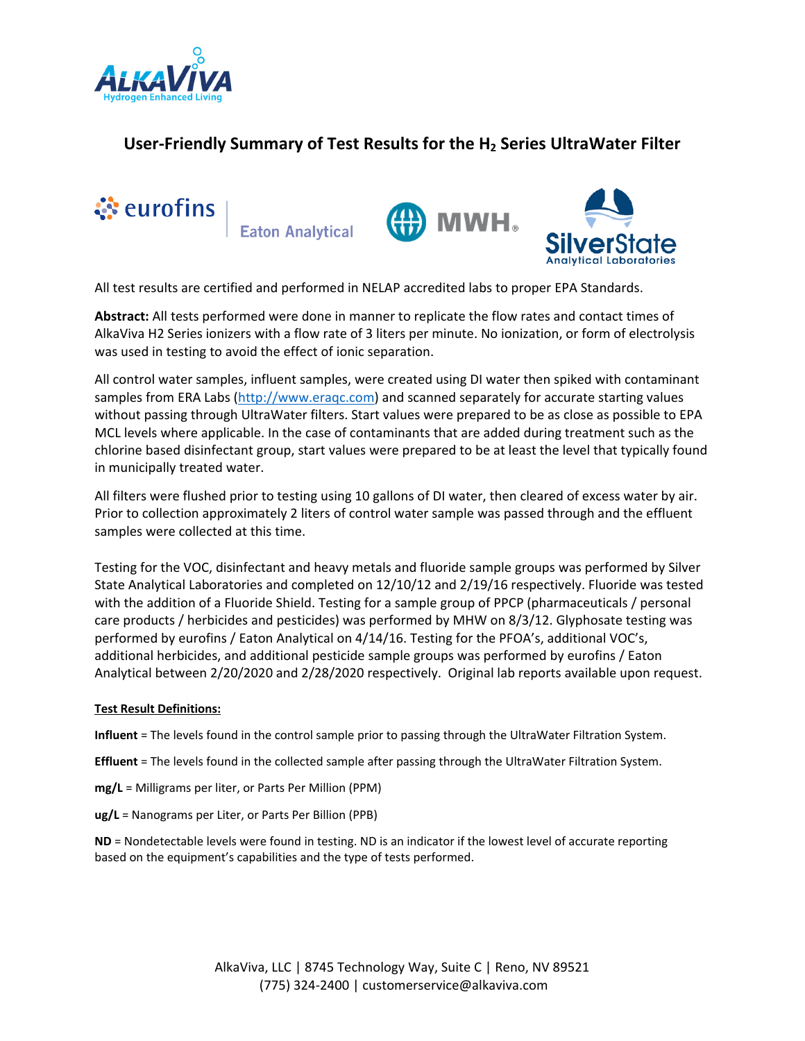# User-Friendly Summary of Test Results for the $H_2$ Series UltraWater Filter

All test results are certified and performed in NELAP accredited labs to proper EPA Standards.

**Abstract:** All tests performed were done in manner to replicate the flow rates and contact times of AlkaViva H2 Series ionizers with a flow rate of 3 liters per minute. No ionization, or form of electrolysis was used in testing to avoid the effect of ionic separation.

All control water samples, influent samples, were created using DI water then spiked with contaminant samples from ERA Labs (http://www.eraqc.com) and scanned separately for accurate starting values without passing through UltraWater filters. Start values were prepared to be as close as possible to EPA MCL levels where applicable. In the case of contaminants that are added during treatment such as the chlorine based disinfectant group, start values were prepared to be at least the level that typically found in municipally treated water.

All filters were flushed prior to testing using 10 gallons of DI water, then cleared of excess water by air. Prior to collection approximately 2 liters of control water sample was passed through and the effluent samples were collected at this time.

Testing for the VOC, disinfectant and heavy metals and fluoride sample groups was performed by Silver State Analytical Laboratories and completed on 12/10/12 and 2/19/16 respectively. Fluoride was tested with the addition of a Fluoride Shield. Testing for a sample group of PPCP (pharmaceuticals / personal care products / herbicides and pesticides) was performed by MHW on 8/3/12. Glyphosate testing was performed by eurofins / Eaton Analytical on 4/14/16. Testing for the PFOA's, additional VOC's, additional herbicides, and additional pesticide sample groups was performed by eurofins / Eaton Analytical between 2/20/2020 and 2/28/2020 respectively. Original lab reports available upon request.

**Test Result Definitions:**

**Influent** = The levels found in the control sample prior to passing through the UltraWater Filtration System.

**Effluent** = The levels found in the collected sample after passing through the UltraWater Filtration System.

**mg/L** = Milligrams per liter, or Parts Per Million (PPM)

**ug/L** = Nanograms per Liter, or Parts Per Billion (PPB)

**ND** = Nondetectable levels were found in testing. ND is an indicator if the lowest level of accurate reporting based on the equipment's capabilities and the type of tests performed.

AlkaViva, LLC | 8745 Technology Way, Suite C | Reno, NV 89521
(775) 324-2400 | customerservice@alkaviva.com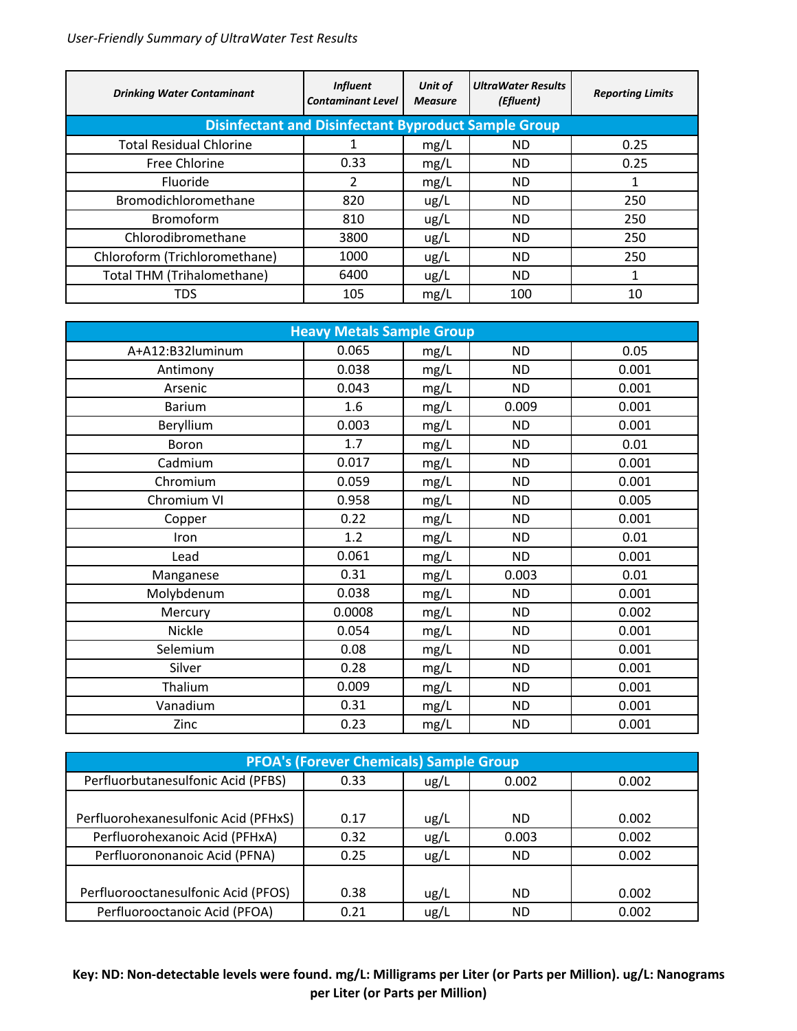*User-Friendly Summary of UltraWater Test Results*

| *Drinking Water Contaminant* | *Influent Contaminant Level* | *Unit of Measure* | *UltraWater Results (Efluent)* | *Reporting Limits* |
|---|---|---|---|---|
| **Disinfectant and Disinfectant Byproduct Sample Group** | | | | |
| Total Residual Chlorine | 1 | mg/L | ND | 0.25 |
| Free Chlorine | 0.33 | mg/L | ND | 0.25 |
| Fluoride | 2 | mg/L | ND | 1 |
| Bromodichloromethane | 820 | ug/L | ND | 250 |
| Bromoform | 810 | ug/L | ND | 250 |
| Chlorodibromethane | 3800 | ug/L | ND | 250 |
| Chloroform (Trichloromethane) | 1000 | ug/L | ND | 250 |
| Total THM (Trihalomethane) | 6400 | ug/L | ND | 1 |
| TDS | 105 | mg/L | 100 | 10 |
| **Heavy Metals Sample Group** | | | | |
| A+A12:B32luminum | 0.065 | mg/L | ND | 0.05 |
| Antimony | 0.038 | mg/L | ND | 0.001 |
| Arsenic | 0.043 | mg/L | ND | 0.001 |
| Barium | 1.6 | mg/L | 0.009 | 0.001 |
| Beryllium | 0.003 | mg/L | ND | 0.001 |
| Boron | 1.7 | mg/L | ND | 0.01 |
| Cadmium | 0.017 | mg/L | ND | 0.001 |
| Chromium | 0.059 | mg/L | ND | 0.001 |
| Chromium VI | 0.958 | mg/L | ND | 0.005 |
| Copper | 0.22 | mg/L | ND | 0.001 |
| Iron | 1.2 | mg/L | ND | 0.01 |
| Lead | 0.061 | mg/L | ND | 0.001 |
| Manganese | 0.31 | mg/L | 0.003 | 0.01 |
| Molybdenum | 0.038 | mg/L | ND | 0.001 |
| Mercury | 0.0008 | mg/L | ND | 0.002 |
| Nickle | 0.054 | mg/L | ND | 0.001 |
| Selemium | 0.08 | mg/L | ND | 0.001 |
| Silver | 0.28 | mg/L | ND | 0.001 |
| Thalium | 0.009 | mg/L | ND | 0.001 |
| Vanadium | 0.31 | mg/L | ND | 0.001 |
| Zinc | 0.23 | mg/L | ND | 0.001 |
| **PFOA's (Forever Chemicals) Sample Group** | | | | |
| Perfluorbutanesulfonic Acid (PFBS) | 0.33 | ug/L | 0.002 | 0.002 |
| Perfluorohexanesulfonic Acid (PFHxS) | 0.17 | ug/L | ND | 0.002 |
| Perfluorohexanoic Acid (PFHxA) | 0.32 | ug/L | 0.003 | 0.002 |
| Perfluorononanoic Acid (PFNA) | 0.25 | ug/L | ND | 0.002 |
| Perfluorooctanesulfonic Acid (PFOS) | 0.38 | ug/L | ND | 0.002 |
| Perfluorooctanoic Acid (PFOA) | 0.21 | ug/L | ND | 0.002 |

**Key: ND: Non-detectable levels were found. mg/L: Milligrams per Liter (or Parts per Million). ug/L: Nanograms per Liter (or Parts per Million)**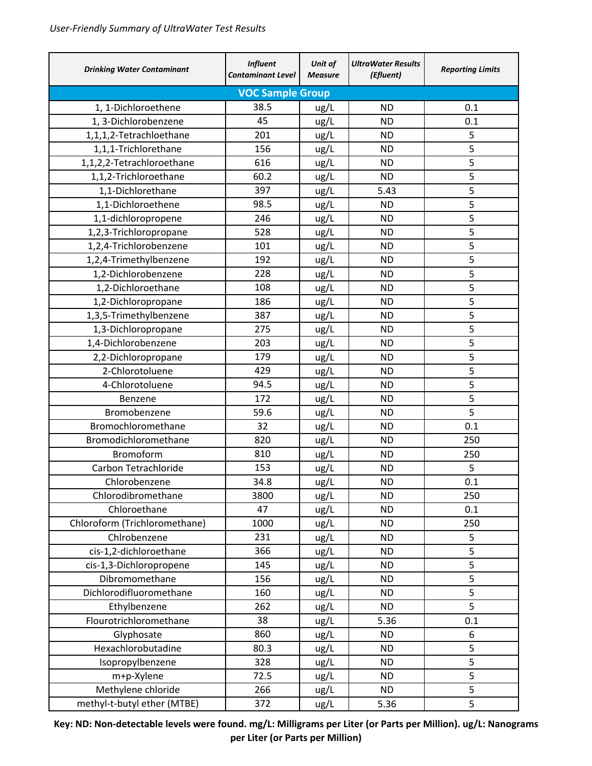*User-Friendly Summary of UltraWater Test Results*

| *Drinking Water Contaminant* | *Influent Contaminant Level* | *Unit of Measure* | *UltraWater Results (Efluent)* | *Reporting Limits* |
|---|---|---|---|---|
| **VOC Sample Group** | | | | |
| 1, 1-Dichloroethene | 38.5 | ug/L | ND | 0.1 |
| 1, 3-Dichlorobenzene | 45 | ug/L | ND | 0.1 |
| 1,1,1,2-Tetrachloethane | 201 | ug/L | ND | 5 |
| 1,1,1-Trichlorethane | 156 | ug/L | ND | 5 |
| 1,1,2,2-Tetrachloroethane | 616 | ug/L | ND | 5 |
| 1,1,2-Trichloroethane | 60.2 | ug/L | ND | 5 |
| 1,1-Dichlorethane | 397 | ug/L | 5.43 | 5 |
| 1,1-Dichloroethene | 98.5 | ug/L | ND | 5 |
| 1,1-dichloropropene | 246 | ug/L | ND | 5 |
| 1,2,3-Trichloropropane | 528 | ug/L | ND | 5 |
| 1,2,4-Trichlorobenzene | 101 | ug/L | ND | 5 |
| 1,2,4-Trimethylbenzene | 192 | ug/L | ND | 5 |
| 1,2-Dichlorobenzene | 228 | ug/L | ND | 5 |
| 1,2-Dichloroethane | 108 | ug/L | ND | 5 |
| 1,2-Dichloropropane | 186 | ug/L | ND | 5 |
| 1,3,5-Trimethylbenzene | 387 | ug/L | ND | 5 |
| 1,3-Dichloropropane | 275 | ug/L | ND | 5 |
| 1,4-Dichlorobenzene | 203 | ug/L | ND | 5 |
| 2,2-Dichloropropane | 179 | ug/L | ND | 5 |
| 2-Chlorotoluene | 429 | ug/L | ND | 5 |
| 4-Chlorotoluene | 94.5 | ug/L | ND | 5 |
| Benzene | 172 | ug/L | ND | 5 |
| Bromobenzene | 59.6 | ug/L | ND | 5 |
| Bromochloromethane | 32 | ug/L | ND | 0.1 |
| Bromodichloromethane | 820 | ug/L | ND | 250 |
| Bromoform | 810 | ug/L | ND | 250 |
| Carbon Tetrachloride | 153 | ug/L | ND | 5 |
| Chlorobenzene | 34.8 | ug/L | ND | 0.1 |
| Chlorodibromethane | 3800 | ug/L | ND | 250 |
| Chloroethane | 47 | ug/L | ND | 0.1 |
| Chloroform (Trichloromethane) | 1000 | ug/L | ND | 250 |
| Chlrobenzene | 231 | ug/L | ND | 5 |
| cis-1,2-dichloroethane | 366 | ug/L | ND | 5 |
| cis-1,3-Dichloropropene | 145 | ug/L | ND | 5 |
| Dibromomethane | 156 | ug/L | ND | 5 |
| Dichlorodifluoromethane | 160 | ug/L | ND | 5 |
| Ethylbenzene | 262 | ug/L | ND | 5 |
| Flourotrichloromethane | 38 | ug/L | 5.36 | 0.1 |
| Glyphosate | 860 | ug/L | ND | 6 |
| Hexachlorobutadine | 80.3 | ug/L | ND | 5 |
| Isopropylbenzene | 328 | ug/L | ND | 5 |
| m+p-Xylene | 72.5 | ug/L | ND | 5 |
| Methylene chloride | 266 | ug/L | ND | 5 |
| methyl-t-butyl ether (MTBE) | 372 | ug/L | 5.36 | 5 |

**Key: ND: Non-detectable levels were found. mg/L: Milligrams per Liter (or Parts per Million). ug/L: Nanograms per Liter (or Parts per Million)**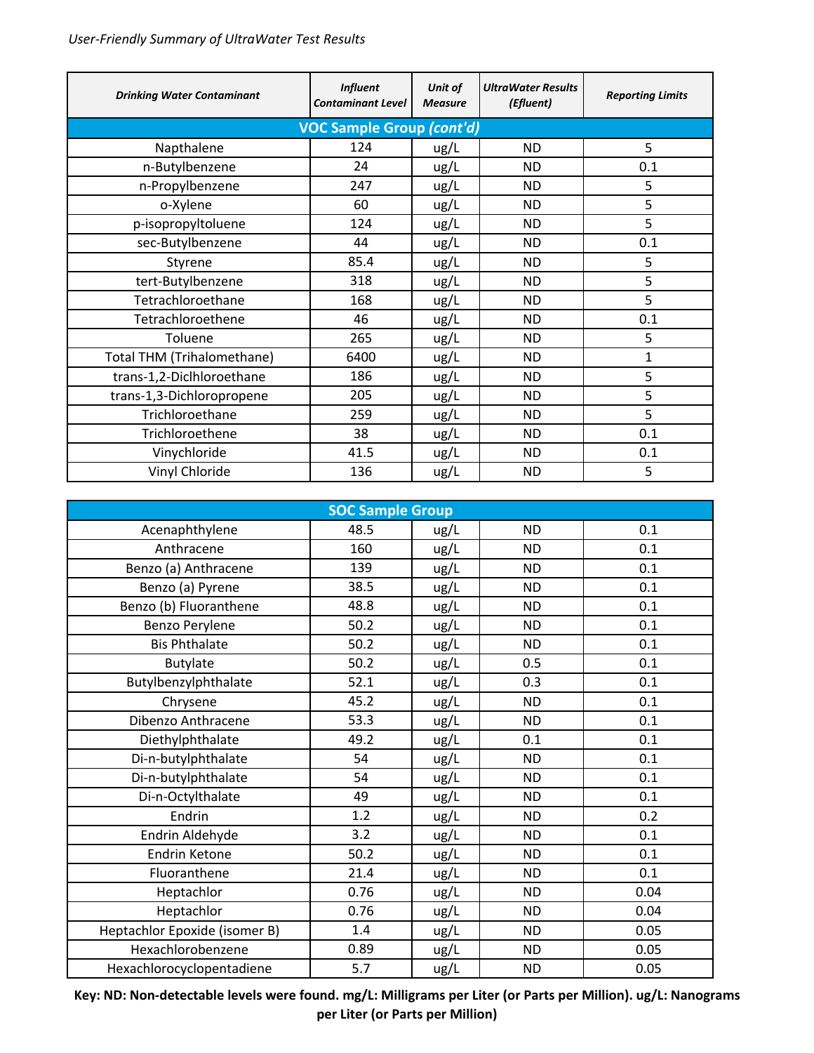*User-Friendly Summary of UltraWater Test Results*

| *Drinking Water Contaminant* | *Influent Contaminant Level* | *Unit of Measure* | *UltraWater Results (Efluent)* | *Reporting Limits* |
|---|---|---|---|---|
| **VOC Sample Group *(cont'd)*** | | | | |
| Napthalene | 124 | ug/L | ND | 5 |
| n-Butylbenzene | 24 | ug/L | ND | 0.1 |
| n-Propylbenzene | 247 | ug/L | ND | 5 |
| o-Xylene | 60 | ug/L | ND | 5 |
| p-isopropyltoluene | 124 | ug/L | ND | 5 |
| sec-Butylbenzene | 44 | ug/L | ND | 0.1 |
| Styrene | 85.4 | ug/L | ND | 5 |
| tert-Butylbenzene | 318 | ug/L | ND | 5 |
| Tetrachloroethane | 168 | ug/L | ND | 5 |
| Tetrachloroethene | 46 | ug/L | ND | 0.1 |
| Toluene | 265 | ug/L | ND | 5 |
| Total THM (Trihalomethane) | 6400 | ug/L | ND | 1 |
| trans-1,2-Diclhloroethane | 186 | ug/L | ND | 5 |
| trans-1,3-Dichloropropene | 205 | ug/L | ND | 5 |
| Trichloroethane | 259 | ug/L | ND | 5 |
| Trichloroethene | 38 | ug/L | ND | 0.1 |
| Vinychloride | 41.5 | ug/L | ND | 0.1 |
| Vinyl Chloride | 136 | ug/L | ND | 5 |

| **SOC Sample Group** | | | | |
|---|---|---|---|---|
| Acenaphthylene | 48.5 | ug/L | ND | 0.1 |
| Anthracene | 160 | ug/L | ND | 0.1 |
| Benzo (a) Anthracene | 139 | ug/L | ND | 0.1 |
| Benzo (a) Pyrene | 38.5 | ug/L | ND | 0.1 |
| Benzo (b) Fluoranthene | 48.8 | ug/L | ND | 0.1 |
| Benzo Perylene | 50.2 | ug/L | ND | 0.1 |
| Bis Phthalate | 50.2 | ug/L | ND | 0.1 |
| Butylate | 50.2 | ug/L | 0.5 | 0.1 |
| Butylbenzylphthalate | 52.1 | ug/L | 0.3 | 0.1 |
| Chrysene | 45.2 | ug/L | ND | 0.1 |
| Dibenzo Anthracene | 53.3 | ug/L | ND | 0.1 |
| Diethylphthalate | 49.2 | ug/L | 0.1 | 0.1 |
| Di-n-butylphthalate | 54 | ug/L | ND | 0.1 |
| Di-n-butylphthalate | 54 | ug/L | ND | 0.1 |
| Di-n-Octylthalate | 49 | ug/L | ND | 0.1 |
| Endrin | 1.2 | ug/L | ND | 0.2 |
| Endrin Aldehyde | 3.2 | ug/L | ND | 0.1 |
| Endrin Ketone | 50.2 | ug/L | ND | 0.1 |
| Fluoranthene | 21.4 | ug/L | ND | 0.1 |
| Heptachlor | 0.76 | ug/L | ND | 0.04 |
| Heptachlor | 0.76 | ug/L | ND | 0.04 |
| Heptachlor Epoxide (isomer B) | 1.4 | ug/L | ND | 0.05 |
| Hexachlorobenzene | 0.89 | ug/L | ND | 0.05 |
| Hexachlorocyclopentadiene | 5.7 | ug/L | ND | 0.05 |

**Key: ND: Non-detectable levels were found. mg/L: Milligrams per Liter (or Parts per Million). ug/L: Nanograms per Liter (or Parts per Million)**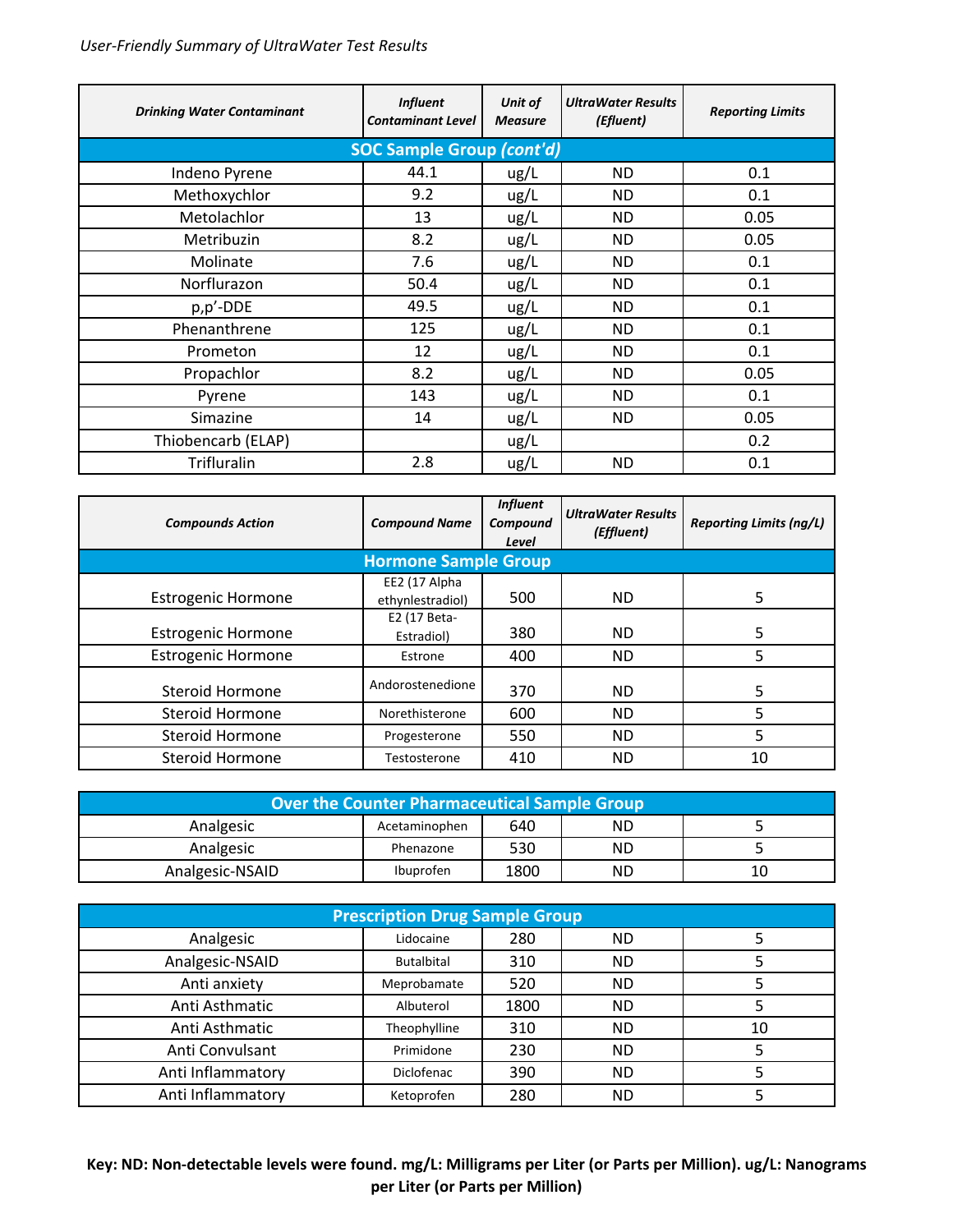*User-Friendly Summary of UltraWater Test Results*

| *Drinking Water Contaminant* | *Influent Contaminant Level* | *Unit of Measure* | *UltraWater Results (Efluent)* | *Reporting Limits* |
|---|---|---|---|---|
| **SOC Sample Group *(cont'd)*** | | | | |
| Indeno Pyrene | 44.1 | ug/L | ND | 0.1 |
| Methoxychlor | 9.2 | ug/L | ND | 0.1 |
| Metolachlor | 13 | ug/L | ND | 0.05 |
| Metribuzin | 8.2 | ug/L | ND | 0.05 |
| Molinate | 7.6 | ug/L | ND | 0.1 |
| Norflurazon | 50.4 | ug/L | ND | 0.1 |
| p,p'-DDE | 49.5 | ug/L | ND | 0.1 |
| Phenanthrene | 125 | ug/L | ND | 0.1 |
| Prometon | 12 | ug/L | ND | 0.1 |
| Propachlor | 8.2 | ug/L | ND | 0.05 |
| Pyrene | 143 | ug/L | ND | 0.1 |
| Simazine | 14 | ug/L | ND | 0.05 |
| Thiobencarb (ELAP) | | ug/L | | 0.2 |
| Trifluralin | 2.8 | ug/L | ND | 0.1 |

| *Compounds Action* | *Compound Name* | *Influent Compound Level* | *UltraWater Results (Effluent)* | *Reporting Limits (ng/L)* |
|---|---|---|---|---|
| **Hormone Sample Group** | | | | |
| Estrogenic Hormone | EE2 (17 Alpha ethynlestradiol) | 500 | ND | 5 |
| Estrogenic Hormone | E2 (17 Beta-Estradiol) | 380 | ND | 5 |
| Estrogenic Hormone | Estrone | 400 | ND | 5 |
| Steroid Hormone | Andorostenedione | 370 | ND | 5 |
| Steroid Hormone | Norethisterone | 600 | ND | 5 |
| Steroid Hormone | Progesterone | 550 | ND | 5 |
| Steroid Hormone | Testosterone | 410 | ND | 10 |
| **Over the Counter Pharmaceutical Sample Group** | | | | |
| Analgesic | Acetaminophen | 640 | ND | 5 |
| Analgesic | Phenazone | 530 | ND | 5 |
| Analgesic-NSAID | Ibuprofen | 1800 | ND | 10 |
| **Prescription Drug Sample Group** | | | | |
| Analgesic | Lidocaine | 280 | ND | 5 |
| Analgesic-NSAID | Butalbital | 310 | ND | 5 |
| Anti anxiety | Meprobamate | 520 | ND | 5 |
| Anti Asthmatic | Albuterol | 1800 | ND | 5 |
| Anti Asthmatic | Theophylline | 310 | ND | 10 |
| Anti Convulsant | Primidone | 230 | ND | 5 |
| Anti Inflammatory | Diclofenac | 390 | ND | 5 |
| Anti Inflammatory | Ketoprofen | 280 | ND | 5 |

**Key: ND: Non-detectable levels were found. mg/L: Milligrams per Liter (or Parts per Million). ug/L: Nanograms per Liter (or Parts per Million)**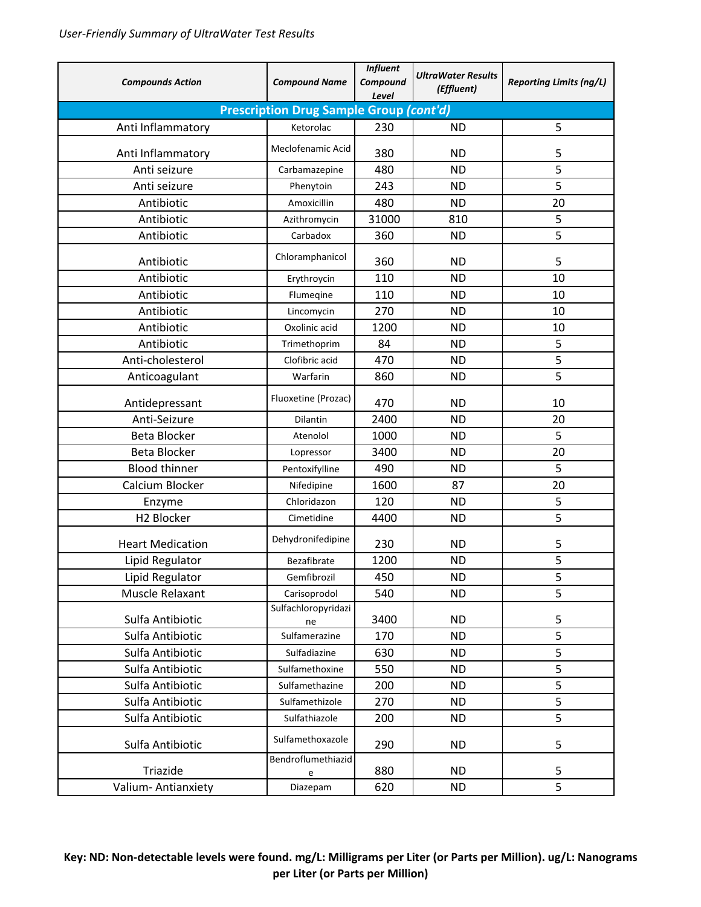*User-Friendly Summary of UltraWater Test Results*

| *Compounds Action* | *Compound Name* | *Influent Compound Level* | *UltraWater Results (Effluent)* | *Reporting Limits (ng/L)* |
|---|---|---|---|---|
| **Prescription Drug Sample Group *(cont'd)*** | | | | |
| Anti Inflammatory | Ketorolac | 230 | ND | 5 |
| Anti Inflammatory | Meclofenamic Acid | 380 | ND | 5 |
| Anti seizure | Carbamazepine | 480 | ND | 5 |
| Anti seizure | Phenytoin | 243 | ND | 5 |
| Antibiotic | Amoxicillin | 480 | ND | 20 |
| Antibiotic | Azithromycin | 31000 | 810 | 5 |
| Antibiotic | Carbadox | 360 | ND | 5 |
| Antibiotic | Chloramphanicol | 360 | ND | 5 |
| Antibiotic | Erythroycin | 110 | ND | 10 |
| Antibiotic | Flumeqine | 110 | ND | 10 |
| Antibiotic | Lincomycin | 270 | ND | 10 |
| Antibiotic | Oxolinic acid | 1200 | ND | 10 |
| Antibiotic | Trimethoprim | 84 | ND | 5 |
| Anti-cholesterol | Clofibric acid | 470 | ND | 5 |
| Anticoagulant | Warfarin | 860 | ND | 5 |
| Antidepressant | Fluoxetine (Prozac) | 470 | ND | 10 |
| Anti-Seizure | Dilantin | 2400 | ND | 20 |
| Beta Blocker | Atenolol | 1000 | ND | 5 |
| Beta Blocker | Lopressor | 3400 | ND | 20 |
| Blood thinner | Pentoxifylline | 490 | ND | 5 |
| Calcium Blocker | Nifedipine | 1600 | 87 | 20 |
| Enzyme | Chloridazon | 120 | ND | 5 |
| H2 Blocker | Cimetidine | 4400 | ND | 5 |
| Heart Medication | Dehydronifedipine | 230 | ND | 5 |
| Lipid Regulator | Bezafibrate | 1200 | ND | 5 |
| Lipid Regulator | Gemfibrozil | 450 | ND | 5 |
| Muscle Relaxant | Carisoprodol | 540 | ND | 5 |
| Sulfa Antibiotic | Sulfachloropyridazine | 3400 | ND | 5 |
| Sulfa Antibiotic | Sulfamerazine | 170 | ND | 5 |
| Sulfa Antibiotic | Sulfadiazine | 630 | ND | 5 |
| Sulfa Antibiotic | Sulfamethoxine | 550 | ND | 5 |
| Sulfa Antibiotic | Sulfamethazine | 200 | ND | 5 |
| Sulfa Antibiotic | Sulfamethizole | 270 | ND | 5 |
| Sulfa Antibiotic | Sulfathiazole | 200 | ND | 5 |
| Sulfa Antibiotic | Sulfamethoxazole | 290 | ND | 5 |
| Triazide | Bendroflumethiazide | 880 | ND | 5 |
| Valium- Antianxiety | Diazepam | 620 | ND | 5 |

**Key: ND: Non-detectable levels were found. mg/L: Milligrams per Liter (or Parts per Million). ug/L: Nanograms per Liter (or Parts per Million)**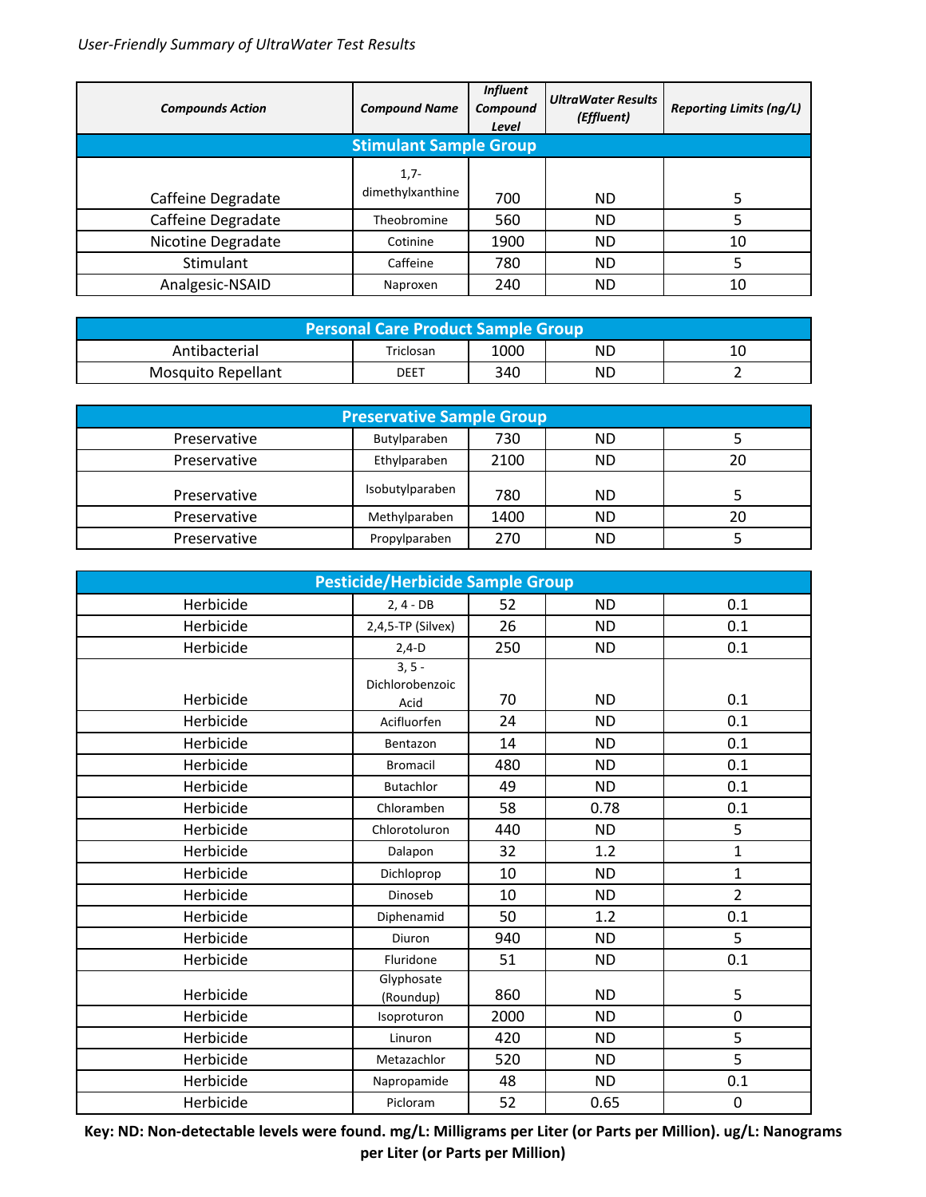*User-Friendly Summary of UltraWater Test Results*

| ***Compounds Action*** | ***Compound Name*** | ***Influent Compound Level*** | ***UltraWater Results (Effluent)*** | ***Reporting Limits (ng/L)*** |
|---|---|---|---|---|
| **Stimulant Sample Group** | | | | |
| Caffeine Degradate | 1,7-dimethylxanthine | 700 | ND | 5 |
| Caffeine Degradate | Theobromine | 560 | ND | 5 |
| Nicotine Degradate | Cotinine | 1900 | ND | 10 |
| Stimulant | Caffeine | 780 | ND | 5 |
| Analgesic-NSAID | Naproxen | 240 | ND | 10 |

| **Personal Care Product Sample Group** | | | | |
|---|---|---|---|---|
| Antibacterial | Triclosan | 1000 | ND | 10 |
| Mosquito Repellant | DEET | 340 | ND | 2 |

| **Preservative Sample Group** | | | | |
|---|---|---|---|---|
| Preservative | Butylparaben | 730 | ND | 5 |
| Preservative | Ethylparaben | 2100 | ND | 20 |
| Preservative | Isobutylparaben | 780 | ND | 5 |
| Preservative | Methylparaben | 1400 | ND | 20 |
| Preservative | Propylparaben | 270 | ND | 5 |

| **Pesticide/Herbicide Sample Group** | | | | |
|---|---|---|---|---|
| Herbicide | 2, 4 - DB | 52 | ND | 0.1 |
| Herbicide | 2,4,5-TP (Silvex) | 26 | ND | 0.1 |
| Herbicide | 2,4-D | 250 | ND | 0.1 |
| Herbicide | 3, 5 - Dichlorobenzoic Acid | 70 | ND | 0.1 |
| Herbicide | Acifluorfen | 24 | ND | 0.1 |
| Herbicide | Bentazon | 14 | ND | 0.1 |
| Herbicide | Bromacil | 480 | ND | 0.1 |
| Herbicide | Butachlor | 49 | ND | 0.1 |
| Herbicide | Chloramben | 58 | 0.78 | 0.1 |
| Herbicide | Chlorotoluron | 440 | ND | 5 |
| Herbicide | Dalapon | 32 | 1.2 | 1 |
| Herbicide | Dichloprop | 10 | ND | 1 |
| Herbicide | Dinoseb | 10 | ND | 2 |
| Herbicide | Diphenamid | 50 | 1.2 | 0.1 |
| Herbicide | Diuron | 940 | ND | 5 |
| Herbicide | Fluridone | 51 | ND | 0.1 |
| Herbicide | Glyphosate (Roundup) | 860 | ND | 5 |
| Herbicide | Isoproturon | 2000 | ND | 0 |
| Herbicide | Linuron | 420 | ND | 5 |
| Herbicide | Metazachlor | 520 | ND | 5 |
| Herbicide | Napropamide | 48 | ND | 0.1 |
| Herbicide | Picloram | 52 | 0.65 | 0 |

**Key: ND: Non-detectable levels were found. mg/L: Milligrams per Liter (or Parts per Million). ug/L: Nanograms per Liter (or Parts per Million)**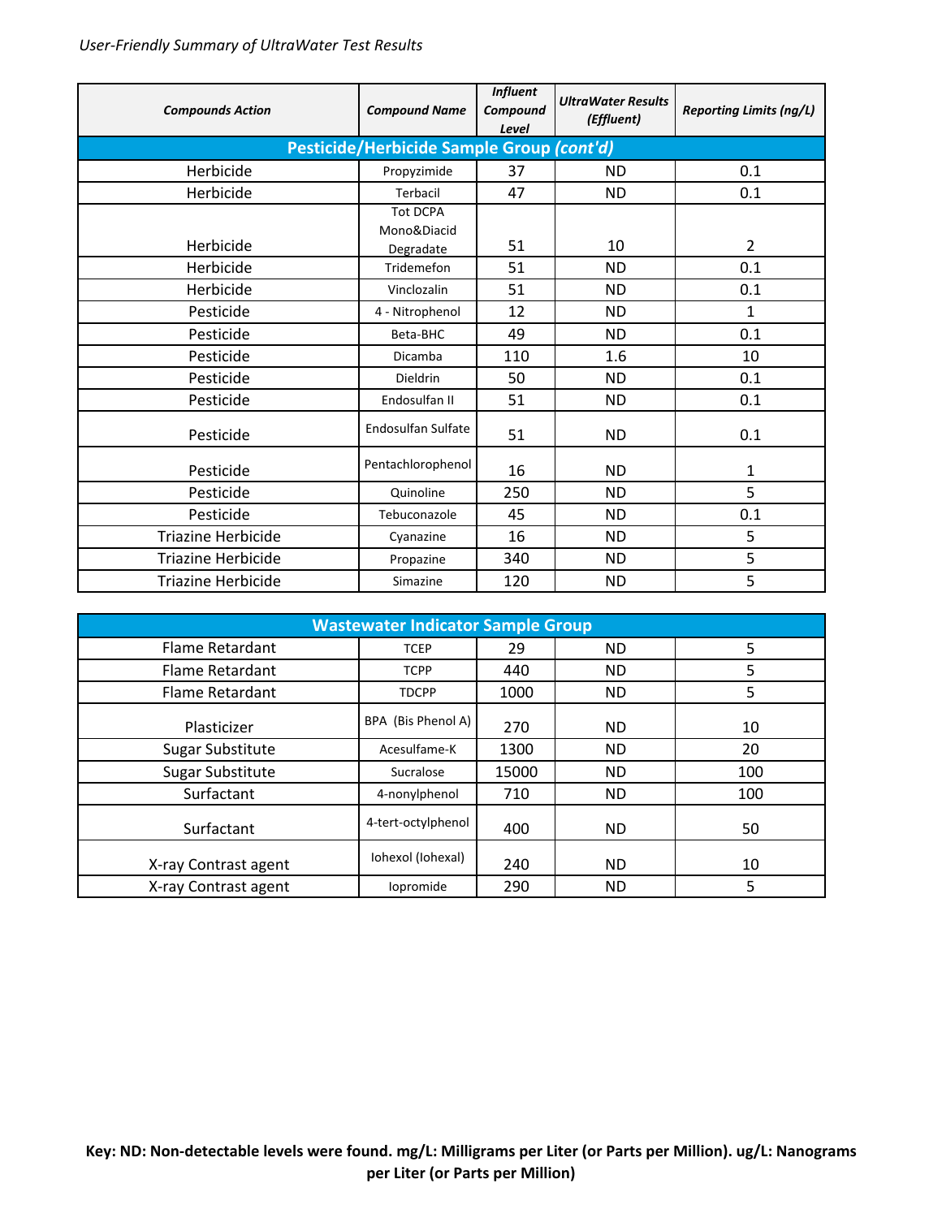*User-Friendly Summary of UltraWater Test Results*

| ***Compounds Action*** | ***Compound Name*** | ***Influent Compound Level*** | ***UltraWater Results (Effluent)*** | ***Reporting Limits (ng/L)*** |
|---|---|---|---|---|
| **Pesticide/Herbicide Sample Group *(cont'd)*** | | | | |
| Herbicide | Propyzimide | 37 | ND | 0.1 |
| Herbicide | Terbacil | 47 | ND | 0.1 |
| Herbicide | Tot DCPA Mono&Diacid Degradate | 51 | 10 | 2 |
| Herbicide | Tridemefon | 51 | ND | 0.1 |
| Herbicide | Vinclozalin | 51 | ND | 0.1 |
| Pesticide | 4 - Nitrophenol | 12 | ND | 1 |
| Pesticide | Beta-BHC | 49 | ND | 0.1 |
| Pesticide | Dicamba | 110 | 1.6 | 10 |
| Pesticide | Dieldrin | 50 | ND | 0.1 |
| Pesticide | Endosulfan II | 51 | ND | 0.1 |
| Pesticide | Endosulfan Sulfate | 51 | ND | 0.1 |
| Pesticide | Pentachlorophenol | 16 | ND | 1 |
| Pesticide | Quinoline | 250 | ND | 5 |
| Pesticide | Tebuconazole | 45 | ND | 0.1 |
| Triazine Herbicide | Cyanazine | 16 | ND | 5 |
| Triazine Herbicide | Propazine | 340 | ND | 5 |
| Triazine Herbicide | Simazine | 120 | ND | 5 |

| **Wastewater Indicator Sample Group** | | | | |
|---|---|---|---|---|
| Flame Retardant | TCEP | 29 | ND | 5 |
| Flame Retardant | TCPP | 440 | ND | 5 |
| Flame Retardant | TDCPP | 1000 | ND | 5 |
| Plasticizer | BPA (Bis Phenol A) | 270 | ND | 10 |
| Sugar Substitute | Acesulfame-K | 1300 | ND | 20 |
| Sugar Substitute | Sucralose | 15000 | ND | 100 |
| Surfactant | 4-nonylphenol | 710 | ND | 100 |
| Surfactant | 4-tert-octylphenol | 400 | ND | 50 |
| X-ray Contrast agent | Iohexol (Iohexal) | 240 | ND | 10 |
| X-ray Contrast agent | Iopromide | 290 | ND | 5 |

**Key: ND: Non-detectable levels were found. mg/L: Milligrams per Liter (or Parts per Million). ug/L: Nanograms per Liter (or Parts per Million)**